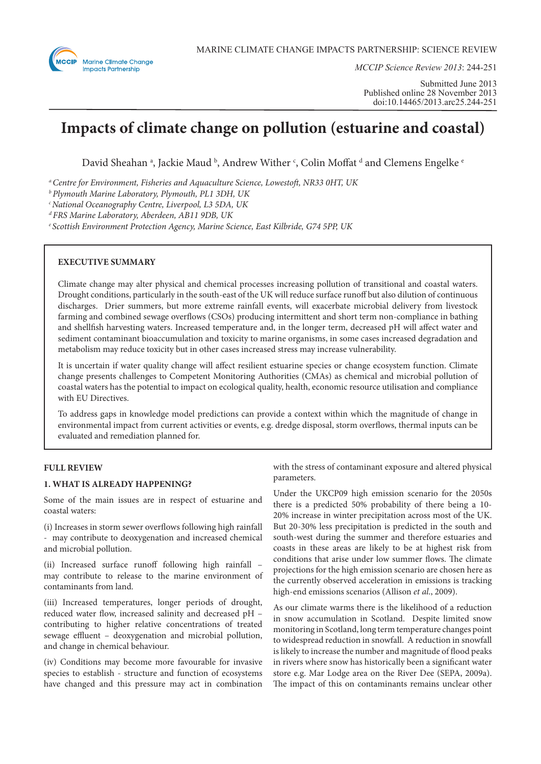MARINE CLIMATE CHANGE IMPACTS PARTNERSHIP: SCIENCE REVIEW

*MCCIP Science Review 2013*: 244-251

Submitted June 2013
Published online 28 November 2013
doi:10.14465/2013.arc25.244-251

# Impacts of climate change on pollution (estuarine and coastal)

David Sheahan [a], Jackie Maud [b], Andrew Wither [c], Colin Moffat [d] and Clemens Engelke [e]

[a] *Centre for Environment, Fisheries and Aquaculture Science, Lowestoft, NR33 0HT, UK*
[b] *Plymouth Marine Laboratory, Plymouth, PL1 3DH, UK*
[c] *National Oceanography Centre, Liverpool, L3 5DA, UK*
[d] *FRS Marine Laboratory, Aberdeen, AB11 9DB, UK*
[e] *Scottish Environment Protection Agency, Marine Science, East Kilbride, G74 5PP, UK*

## EXECUTIVE SUMMARY

Climate change may alter physical and chemical processes increasing pollution of transitional and coastal waters. Drought conditions, particularly in the south-east of the UK will reduce surface runoff but also dilution of continuous discharges. Drier summers, but more extreme rainfall events, will exacerbate microbial delivery from livestock farming and combined sewage overflows (CSOs) producing intermittent and short term non-compliance in bathing and shellfish harvesting waters. Increased temperature and, in the longer term, decreased pH will affect water and sediment contaminant bioaccumulation and toxicity to marine organisms, in some cases increased degradation and metabolism may reduce toxicity but in other cases increased stress may increase vulnerability.

It is uncertain if water quality change will affect resilient estuarine species or change ecosystem function. Climate change presents challenges to Competent Monitoring Authorities (CMAs) as chemical and microbial pollution of coastal waters has the potential to impact on ecological quality, health, economic resource utilisation and compliance with EU Directives.

To address gaps in knowledge model predictions can provide a context within which the magnitude of change in environmental impact from current activities or events, e.g. dredge disposal, storm overflows, thermal inputs can be evaluated and remediation planned for.

## FULL REVIEW

### 1. WHAT IS ALREADY HAPPENING?

Some of the main issues are in respect of estuarine and coastal waters:

(i) Increases in storm sewer overflows following high rainfall - may contribute to deoxygenation and increased chemical and microbial pollution.

(ii) Increased surface runoff following high rainfall – may contribute to release to the marine environment of contaminants from land.

(iii) Increased temperatures, longer periods of drought, reduced water flow, increased salinity and decreased pH – contributing to higher relative concentrations of treated sewage effluent – deoxygenation and microbial pollution, and change in chemical behaviour.

(iv) Conditions may become more favourable for invasive species to establish - structure and function of ecosystems have changed and this pressure may act in combination with the stress of contaminant exposure and altered physical parameters.

Under the UKCP09 high emission scenario for the 2050s there is a predicted 50% probability of there being a 10-20% increase in winter precipitation across most of the UK. But 20-30% less precipitation is predicted in the south and south-west during the summer and therefore estuaries and coasts in these areas are likely to be at highest risk from conditions that arise under low summer flows. The climate projections for the high emission scenario are chosen here as the currently observed acceleration in emissions is tracking high-end emissions scenarios (Allison *et al.*, 2009).

As our climate warms there is the likelihood of a reduction in snow accumulation in Scotland. Despite limited snow monitoring in Scotland, long term temperature changes point to widespread reduction in snowfall. A reduction in snowfall is likely to increase the number and magnitude of flood peaks in rivers where snow has historically been a significant water store e.g. Mar Lodge area on the River Dee (SEPA, 2009a). The impact of this on contaminants remains unclear other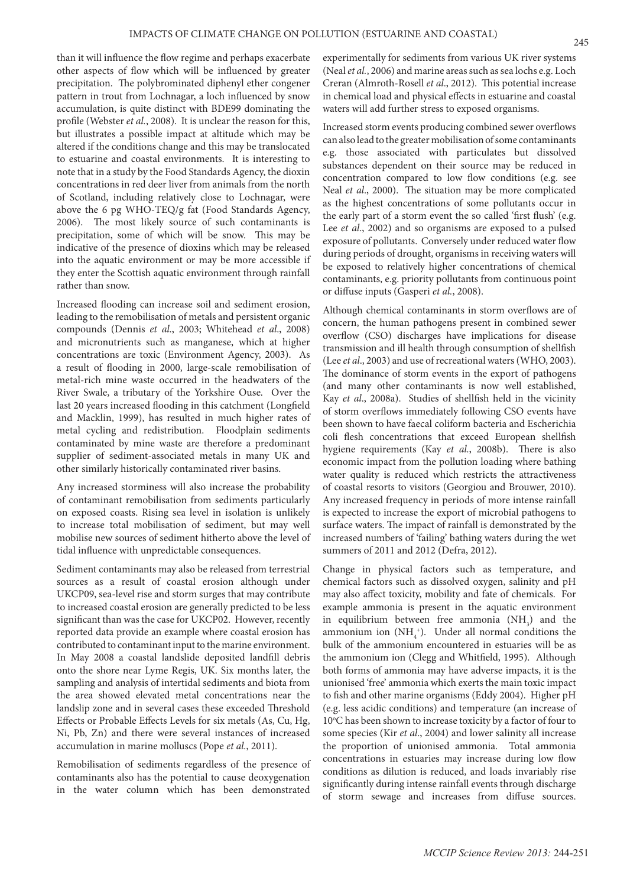than it will influence the flow regime and perhaps exacerbate other aspects of flow which will be influenced by greater precipitation. The polybrominated diphenyl ether congener pattern in trout from Lochnagar, a loch influenced by snow accumulation, is quite distinct with BDE99 dominating the profile (Webster *et al.*, 2008). It is unclear the reason for this, but illustrates a possible impact at altitude which may be altered if the conditions change and this may be translocated to estuarine and coastal environments. It is interesting to note that in a study by the Food Standards Agency, the dioxin concentrations in red deer liver from animals from the north of Scotland, including relatively close to Lochnagar, were above the 6 pg WHO-TEQ/g fat (Food Standards Agency, 2006). The most likely source of such contaminants is precipitation, some of which will be snow. This may be indicative of the presence of dioxins which may be released into the aquatic environment or may be more accessible if they enter the Scottish aquatic environment through rainfall rather than snow.

Increased flooding can increase soil and sediment erosion, leading to the remobilisation of metals and persistent organic compounds (Dennis *et al*., 2003; Whitehead *et al*., 2008) and micronutrients such as manganese, which at higher concentrations are toxic (Environment Agency, 2003). As a result of flooding in 2000, large-scale remobilisation of metal-rich mine waste occurred in the headwaters of the River Swale, a tributary of the Yorkshire Ouse. Over the last 20 years increased flooding in this catchment (Longfield and Macklin, 1999), has resulted in much higher rates of metal cycling and redistribution. Floodplain sediments contaminated by mine waste are therefore a predominant supplier of sediment-associated metals in many UK and other similarly historically contaminated river basins.

Any increased storminess will also increase the probability of contaminant remobilisation from sediments particularly on exposed coasts. Rising sea level in isolation is unlikely to increase total mobilisation of sediment, but may well mobilise new sources of sediment hitherto above the level of tidal influence with unpredictable consequences.

Sediment contaminants may also be released from terrestrial sources as a result of coastal erosion although under UKCP09, sea-level rise and storm surges that may contribute to increased coastal erosion are generally predicted to be less significant than was the case for UKCP02. However, recently reported data provide an example where coastal erosion has contributed to contaminant input to the marine environment. In May 2008 a coastal landslide deposited landfill debris onto the shore near Lyme Regis, UK. Six months later, the sampling and analysis of intertidal sediments and biota from the area showed elevated metal concentrations near the landslip zone and in several cases these exceeded Threshold Effects or Probable Effects Levels for six metals (As, Cu, Hg, Ni, Pb, Zn) and there were several instances of increased accumulation in marine molluscs (Pope *et al.*, 2011).

Remobilisation of sediments regardless of the presence of contaminants also has the potential to cause deoxygenation in the water column which has been demonstrated experimentally for sediments from various UK river systems (Neal *et al.*, 2006) and marine areas such as sea lochs e.g. Loch Creran (Almroth-Rosell *et al*., 2012). This potential increase in chemical load and physical effects in estuarine and coastal waters will add further stress to exposed organisms.

Increased storm events producing combined sewer overflows can also lead to the greater mobilisation of some contaminants e.g. those associated with particulates but dissolved substances dependent on their source may be reduced in concentration compared to low flow conditions (e.g. see Neal *et al*., 2000). The situation may be more complicated as the highest concentrations of some pollutants occur in the early part of a storm event the so called 'first flush' (e.g. Lee *et al*., 2002) and so organisms are exposed to a pulsed exposure of pollutants. Conversely under reduced water flow during periods of drought, organisms in receiving waters will be exposed to relatively higher concentrations of chemical contaminants, e.g. priority pollutants from continuous point or diffuse inputs (Gasperi *et al.*, 2008).

Although chemical contaminants in storm overflows are of concern, the human pathogens present in combined sewer overflow (CSO) discharges have implications for disease transmission and ill health through consumption of shellfish (Lee *et al*., 2003) and use of recreational waters (WHO, 2003). The dominance of storm events in the export of pathogens (and many other contaminants is now well established, Kay *et al*., 2008a). Studies of shellfish held in the vicinity of storm overflows immediately following CSO events have been shown to have faecal coliform bacteria and Escherichia coli flesh concentrations that exceed European shellfish hygiene requirements (Kay *et al.*, 2008b). There is also economic impact from the pollution loading where bathing water quality is reduced which restricts the attractiveness of coastal resorts to visitors (Georgiou and Brouwer, 2010). Any increased frequency in periods of more intense rainfall is expected to increase the export of microbial pathogens to surface waters. The impact of rainfall is demonstrated by the increased numbers of 'failing' bathing waters during the wet summers of 2011 and 2012 (Defra, 2012).

Change in physical factors such as temperature, and chemical factors such as dissolved oxygen, salinity and pH may also affect toxicity, mobility and fate of chemicals. For example ammonia is present in the aquatic environment in equilibrium between free ammonia ($NH_3$) and the ammonium ion ($NH_4^+$). Under all normal conditions the bulk of the ammonium encountered in estuaries will be as the ammonium ion (Clegg and Whitfield, 1995). Although both forms of ammonia may have adverse impacts, it is the unionised 'free' ammonia which exerts the main toxic impact to fish and other marine organisms (Eddy 2004). Higher pH (e.g. less acidic conditions) and temperature (an increase of 10°C has been shown to increase toxicity by a factor of four to some species (Kir *et al*., 2004) and lower salinity all increase the proportion of unionised ammonia. Total ammonia concentrations in estuaries may increase during low flow conditions as dilution is reduced, and loads invariably rise significantly during intense rainfall events through discharge of storm sewage and increases from diffuse sources.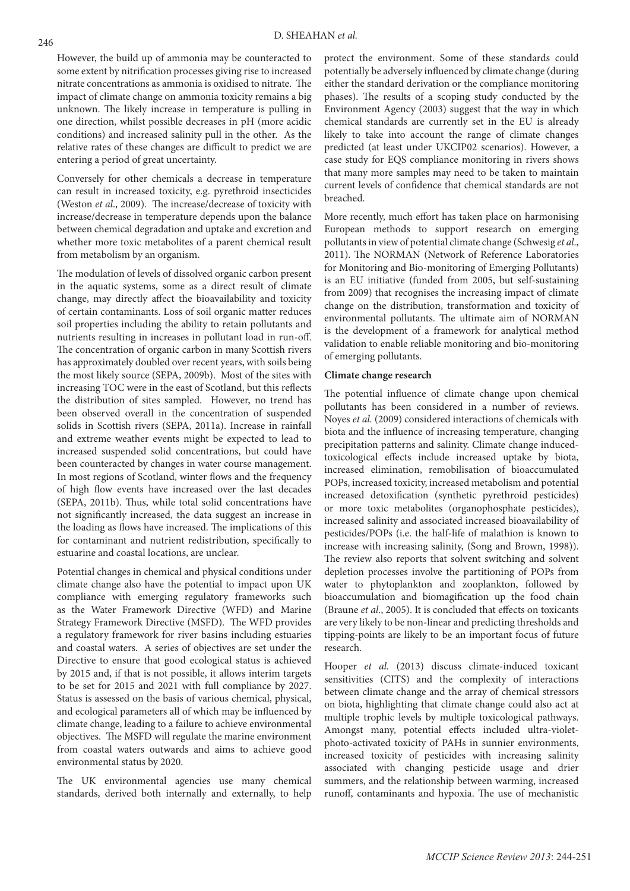However, the build up of ammonia may be counteracted to some extent by nitrification processes giving rise to increased nitrate concentrations as ammonia is oxidised to nitrate. The impact of climate change on ammonia toxicity remains a big unknown. The likely increase in temperature is pulling in one direction, whilst possible decreases in pH (more acidic conditions) and increased salinity pull in the other. As the relative rates of these changes are difficult to predict we are entering a period of great uncertainty.

Conversely for other chemicals a decrease in temperature can result in increased toxicity, e.g. pyrethroid insecticides (Weston *et al*., 2009). The increase/decrease of toxicity with increase/decrease in temperature depends upon the balance between chemical degradation and uptake and excretion and whether more toxic metabolites of a parent chemical result from metabolism by an organism.

The modulation of levels of dissolved organic carbon present in the aquatic systems, some as a direct result of climate change, may directly affect the bioavailability and toxicity of certain contaminants. Loss of soil organic matter reduces soil properties including the ability to retain pollutants and nutrients resulting in increases in pollutant load in run-off. The concentration of organic carbon in many Scottish rivers has approximately doubled over recent years, with soils being the most likely source (SEPA, 2009b). Most of the sites with increasing TOC were in the east of Scotland, but this reflects the distribution of sites sampled. However, no trend has been observed overall in the concentration of suspended solids in Scottish rivers (SEPA, 2011a). Increase in rainfall and extreme weather events might be expected to lead to increased suspended solid concentrations, but could have been counteracted by changes in water course management. In most regions of Scotland, winter flows and the frequency of high flow events have increased over the last decades (SEPA, 2011b). Thus, while total solid concentrations have not significantly increased, the data suggest an increase in the loading as flows have increased. The implications of this for contaminant and nutrient redistribution, specifically to estuarine and coastal locations, are unclear.

Potential changes in chemical and physical conditions under climate change also have the potential to impact upon UK compliance with emerging regulatory frameworks such as the Water Framework Directive (WFD) and Marine Strategy Framework Directive (MSFD). The WFD provides a regulatory framework for river basins including estuaries and coastal waters. A series of objectives are set under the Directive to ensure that good ecological status is achieved by 2015 and, if that is not possible, it allows interim targets to be set for 2015 and 2021 with full compliance by 2027. Status is assessed on the basis of various chemical, physical, and ecological parameters all of which may be influenced by climate change, leading to a failure to achieve environmental objectives. The MSFD will regulate the marine environment from coastal waters outwards and aims to achieve good environmental status by 2020.

The UK environmental agencies use many chemical standards, derived both internally and externally, to help protect the environment. Some of these standards could potentially be adversely influenced by climate change (during either the standard derivation or the compliance monitoring phases). The results of a scoping study conducted by the Environment Agency (2003) suggest that the way in which chemical standards are currently set in the EU is already likely to take into account the range of climate changes predicted (at least under UKCIP02 scenarios). However, a case study for EQS compliance monitoring in rivers shows that many more samples may need to be taken to maintain current levels of confidence that chemical standards are not breached.

More recently, much effort has taken place on harmonising European methods to support research on emerging pollutants in view of potential climate change (Schwesig *et al*., 2011). The NORMAN (Network of Reference Laboratories for Monitoring and Bio-monitoring of Emerging Pollutants) is an EU initiative (funded from 2005, but self-sustaining from 2009) that recognises the increasing impact of climate change on the distribution, transformation and toxicity of environmental pollutants. The ultimate aim of NORMAN is the development of a framework for analytical method validation to enable reliable monitoring and bio-monitoring of emerging pollutants.

**Climate change research**

The potential influence of climate change upon chemical pollutants has been considered in a number of reviews. Noyes *et al.* (2009) considered interactions of chemicals with biota and the influence of increasing temperature, changing precipitation patterns and salinity. Climate change induced-toxicological effects include increased uptake by biota, increased elimination, remobilisation of bioaccumulated POPs, increased toxicity, increased metabolism and potential increased detoxification (synthetic pyrethroid pesticides) or more toxic metabolites (organophosphate pesticides), increased salinity and associated increased bioavailability of pesticides/POPs (i.e. the half-life of malathion is known to increase with increasing salinity, (Song and Brown, 1998)). The review also reports that solvent switching and solvent depletion processes involve the partitioning of POPs from water to phytoplankton and zooplankton, followed by bioaccumulation and biomagification up the food chain (Braune *et al*., 2005). It is concluded that effects on toxicants are very likely to be non-linear and predicting thresholds and tipping-points are likely to be an important focus of future research.

Hooper *et al.* (2013) discuss climate-induced toxicant sensitivities (CITS) and the complexity of interactions between climate change and the array of chemical stressors on biota, highlighting that climate change could also act at multiple trophic levels by multiple toxicological pathways. Amongst many, potential effects included ultra-violet-photo-activated toxicity of PAHs in sunnier environments, increased toxicity of pesticides with increasing salinity associated with changing pesticide usage and drier summers, and the relationship between warming, increased runoff, contaminants and hypoxia. The use of mechanistic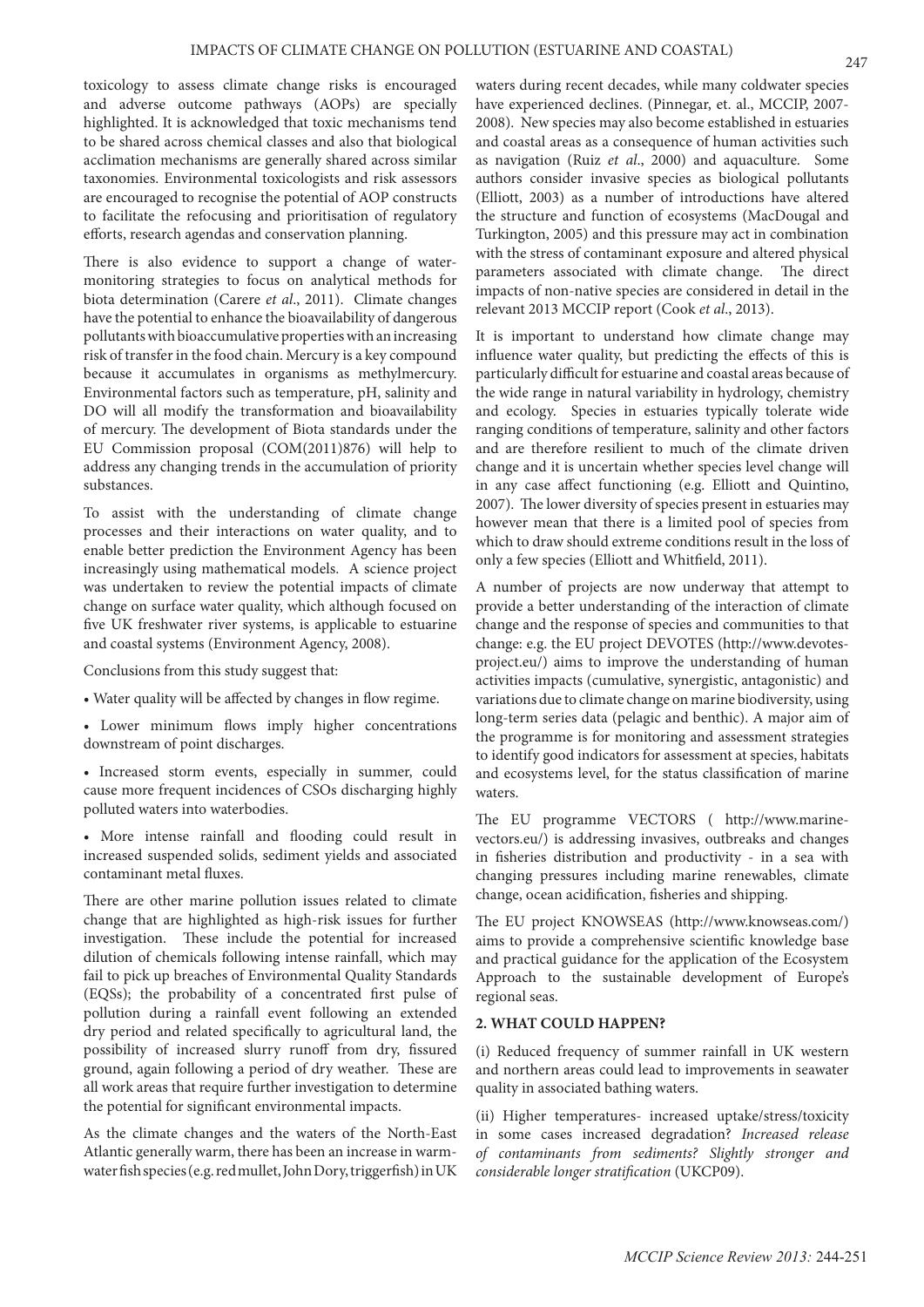toxicology to assess climate change risks is encouraged and adverse outcome pathways (AOPs) are specially highlighted. It is acknowledged that toxic mechanisms tend to be shared across chemical classes and also that biological acclimation mechanisms are generally shared across similar taxonomies. Environmental toxicologists and risk assessors are encouraged to recognise the potential of AOP constructs to facilitate the refocusing and prioritisation of regulatory efforts, research agendas and conservation planning.

There is also evidence to support a change of water-monitoring strategies to focus on analytical methods for biota determination (Carere *et al*., 2011). Climate changes have the potential to enhance the bioavailability of dangerous pollutants with bioaccumulative properties with an increasing risk of transfer in the food chain. Mercury is a key compound because it accumulates in organisms as methylmercury. Environmental factors such as temperature, pH, salinity and DO will all modify the transformation and bioavailability of mercury. The development of Biota standards under the EU Commission proposal (COM(2011)876) will help to address any changing trends in the accumulation of priority substances.

To assist with the understanding of climate change processes and their interactions on water quality, and to enable better prediction the Environment Agency has been increasingly using mathematical models. A science project was undertaken to review the potential impacts of climate change on surface water quality, which although focused on five UK freshwater river systems, is applicable to estuarine and coastal systems (Environment Agency, 2008).

Conclusions from this study suggest that:

- Water quality will be affected by changes in flow regime.
- Lower minimum flows imply higher concentrations downstream of point discharges.
- Increased storm events, especially in summer, could cause more frequent incidences of CSOs discharging highly polluted waters into waterbodies.
- More intense rainfall and flooding could result in increased suspended solids, sediment yields and associated contaminant metal fluxes.

There are other marine pollution issues related to climate change that are highlighted as high-risk issues for further investigation. These include the potential for increased dilution of chemicals following intense rainfall, which may fail to pick up breaches of Environmental Quality Standards (EQSs); the probability of a concentrated first pulse of pollution during a rainfall event following an extended dry period and related specifically to agricultural land, the possibility of increased slurry runoff from dry, fissured ground, again following a period of dry weather. These are all work areas that require further investigation to determine the potential for significant environmental impacts.

As the climate changes and the waters of the North-East Atlantic generally warm, there has been an increase in warm-water fish species (e.g. red mullet, John Dory, triggerfish) in UK waters during recent decades, while many coldwater species have experienced declines. (Pinnegar, et. al., MCCIP, 2007-2008). New species may also become established in estuaries and coastal areas as a consequence of human activities such as navigation (Ruiz *et al*., 2000) and aquaculture. Some authors consider invasive species as biological pollutants (Elliott, 2003) as a number of introductions have altered the structure and function of ecosystems (MacDougal and Turkington, 2005) and this pressure may act in combination with the stress of contaminant exposure and altered physical parameters associated with climate change. The direct impacts of non-native species are considered in detail in the relevant 2013 MCCIP report (Cook *et al*., 2013).

It is important to understand how climate change may influence water quality, but predicting the effects of this is particularly difficult for estuarine and coastal areas because of the wide range in natural variability in hydrology, chemistry and ecology. Species in estuaries typically tolerate wide ranging conditions of temperature, salinity and other factors and are therefore resilient to much of the climate driven change and it is uncertain whether species level change will in any case affect functioning (e.g. Elliott and Quintino, 2007). The lower diversity of species present in estuaries may however mean that there is a limited pool of species from which to draw should extreme conditions result in the loss of only a few species (Elliott and Whitfield, 2011).

A number of projects are now underway that attempt to provide a better understanding of the interaction of climate change and the response of species and communities to that change: e.g. the EU project DEVOTES (http://www.devotes-project.eu/) aims to improve the understanding of human activities impacts (cumulative, synergistic, antagonistic) and variations due to climate change on marine biodiversity, using long-term series data (pelagic and benthic). A major aim of the programme is for monitoring and assessment strategies to identify good indicators for assessment at species, habitats and ecosystems level, for the status classification of marine waters.

The EU programme VECTORS ( http://www.marine-vectors.eu/) is addressing invasives, outbreaks and changes in fisheries distribution and productivity - in a sea with changing pressures including marine renewables, climate change, ocean acidification, fisheries and shipping.

The EU project KNOWSEAS (http://www.knowseas.com/) aims to provide a comprehensive scientific knowledge base and practical guidance for the application of the Ecosystem Approach to the sustainable development of Europe's regional seas.

## 2. WHAT COULD HAPPEN?

(i) Reduced frequency of summer rainfall in UK western and northern areas could lead to improvements in seawater quality in associated bathing waters.

(ii) Higher temperatures- increased uptake/stress/toxicity in some cases increased degradation? *Increased release of contaminants from sediments? Slightly stronger and considerable longer stratification* (UKCP09).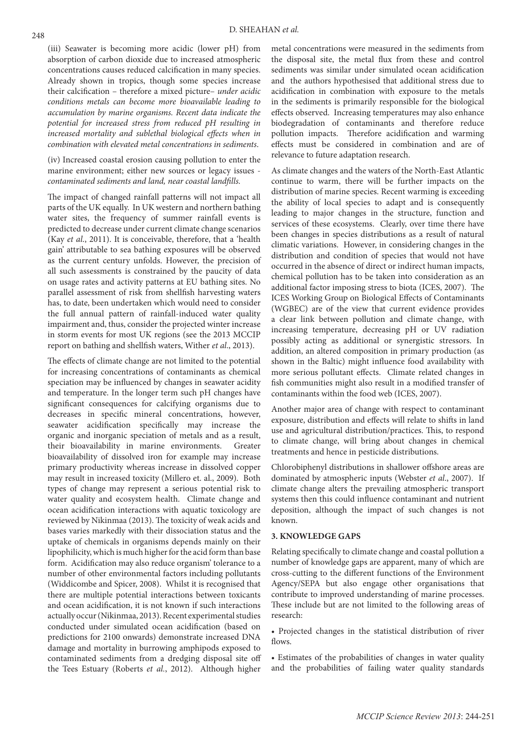(iii) Seawater is becoming more acidic (lower pH) from absorption of carbon dioxide due to increased atmospheric concentrations causes reduced calcification in many species. Already shown in tropics, though some species increase their calcification – therefore a mixed picture– *under acidic conditions metals can become more bioavailable leading to accumulation by marine organisms. Recent data indicate the potential for increased stress from reduced pH resulting in increased mortality and sublethal biological effects when in combination with elevated metal concentrations in sediments.*

(iv) Increased coastal erosion causing pollution to enter the marine environment; either new sources or legacy issues - *contaminated sediments and land, near coastal landfills.*

The impact of changed rainfall patterns will not impact all parts of the UK equally. In UK western and northern bathing water sites, the frequency of summer rainfall events is predicted to decrease under current climate change scenarios (Kay *et al*., 2011). It is conceivable, therefore, that a 'health gain' attributable to sea bathing exposures will be observed as the current century unfolds. However, the precision of all such assessments is constrained by the paucity of data on usage rates and activity patterns at EU bathing sites. No parallel assessment of risk from shellfish harvesting waters has, to date, been undertaken which would need to consider the full annual pattern of rainfall-induced water quality impairment and, thus, consider the projected winter increase in storm events for most UK regions (see the 2013 MCCIP report on bathing and shellfish waters, Wither *et al*., 2013).

The effects of climate change are not limited to the potential for increasing concentrations of contaminants as chemical speciation may be influenced by changes in seawater acidity and temperature. In the longer term such pH changes have significant consequences for calcifying organisms due to decreases in specific mineral concentrations, however, seawater acidification specifically may increase the organic and inorganic speciation of metals and as a result, their bioavailability in marine environments. Greater bioavailability of dissolved iron for example may increase primary productivity whereas increase in dissolved copper may result in increased toxicity (Millero et. al., 2009). Both types of change may represent a serious potential risk to water quality and ecosystem health. Climate change and ocean acidification interactions with aquatic toxicology are reviewed by Nikinmaa (2013). The toxicity of weak acids and bases varies markedly with their dissociation status and the uptake of chemicals in organisms depends mainly on their lipophilicity, which is much higher for the acid form than base form. Acidification may also reduce organism' tolerance to a number of other environmental factors including pollutants (Widdicombe and Spicer, 2008). Whilst it is recognised that there are multiple potential interactions between toxicants and ocean acidification, it is not known if such interactions actually occur (Nikinmaa, 2013). Recent experimental studies conducted under simulated ocean acidification (based on predictions for 2100 onwards) demonstrate increased DNA damage and mortality in burrowing amphipods exposed to contaminated sediments from a dredging disposal site off the Tees Estuary (Roberts *et al.*, 2012). Although higher metal concentrations were measured in the sediments from the disposal site, the metal flux from these and control sediments was similar under simulated ocean acidification and the authors hypothesised that additional stress due to acidification in combination with exposure to the metals in the sediments is primarily responsible for the biological effects observed. Increasing temperatures may also enhance biodegradation of contaminants and therefore reduce pollution impacts. Therefore acidification and warming effects must be considered in combination and are of relevance to future adaptation research.

As climate changes and the waters of the North-East Atlantic continue to warm, there will be further impacts on the distribution of marine species. Recent warming is exceeding the ability of local species to adapt and is consequently leading to major changes in the structure, function and services of these ecosystems. Clearly, over time there have been changes in species distributions as a result of natural climatic variations. However, in considering changes in the distribution and condition of species that would not have occurred in the absence of direct or indirect human impacts, chemical pollution has to be taken into consideration as an additional factor imposing stress to biota (ICES, 2007). The ICES Working Group on Biological Effects of Contaminants (WGBEC) are of the view that current evidence provides a clear link between pollution and climate change, with increasing temperature, decreasing pH or UV radiation possibly acting as additional or synergistic stressors. In addition, an altered composition in primary production (as shown in the Baltic) might influence food availability with more serious pollutant effects. Climate related changes in fish communities might also result in a modified transfer of contaminants within the food web (ICES, 2007).

Another major area of change with respect to contaminant exposure, distribution and effects will relate to shifts in land use and agricultural distribution/practices. This, to respond to climate change, will bring about changes in chemical treatments and hence in pesticide distributions.

Chlorobiphenyl distributions in shallower offshore areas are dominated by atmospheric inputs (Webster *et al*., 2007). If climate change alters the prevailing atmospheric transport systems then this could influence contaminant and nutrient deposition, although the impact of such changes is not known.

## 3. KNOWLEDGE GAPS

Relating specifically to climate change and coastal pollution a number of knowledge gaps are apparent, many of which are cross-cutting to the different functions of the Environment Agency/SEPA but also engage other organisations that contribute to improved understanding of marine processes. These include but are not limited to the following areas of research:

- Projected changes in the statistical distribution of river flows.
- Estimates of the probabilities of changes in water quality and the probabilities of failing water quality standards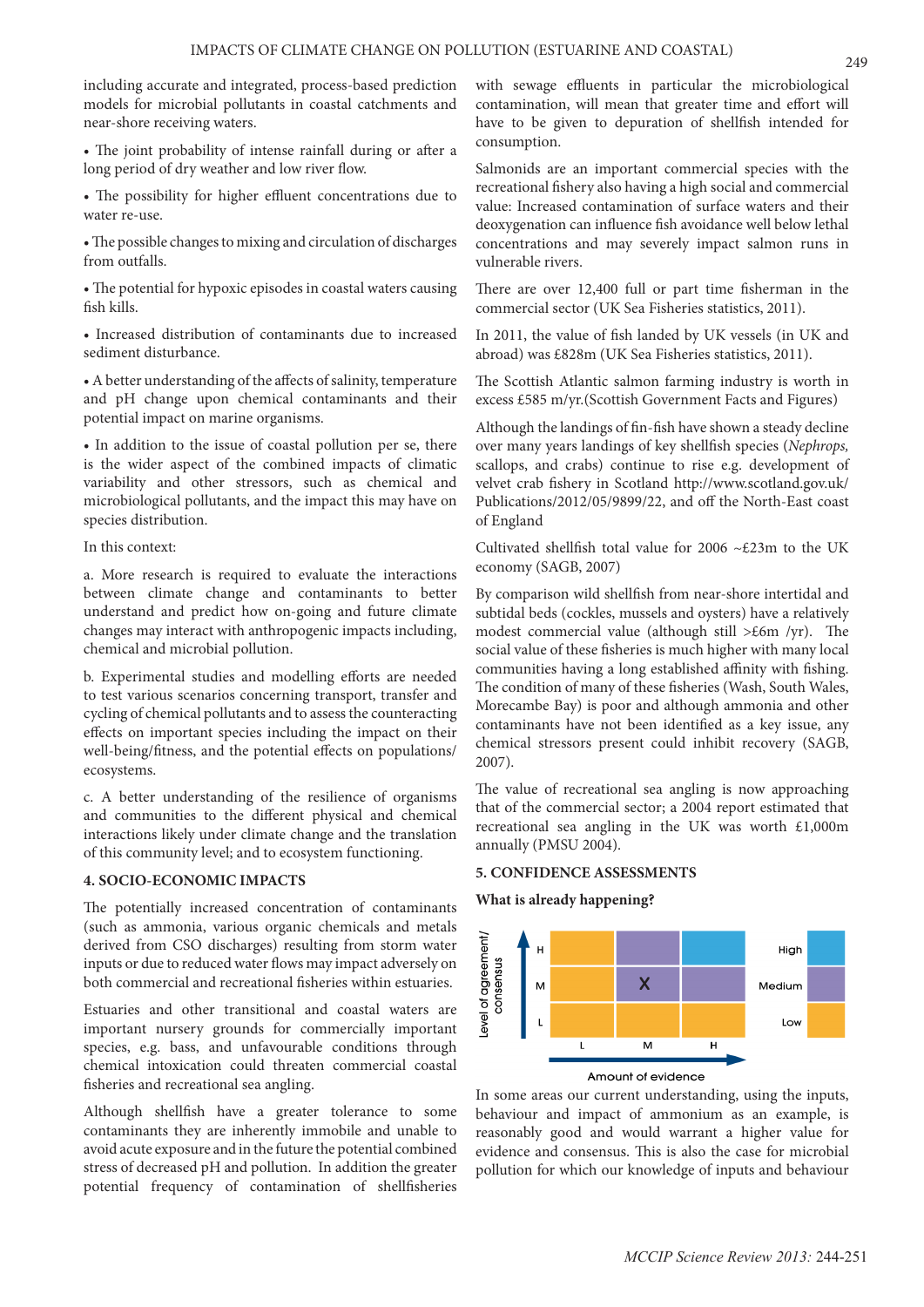including accurate and integrated, process-based prediction models for microbial pollutants in coastal catchments and near-shore receiving waters.

- The joint probability of intense rainfall during or after a long period of dry weather and low river flow.
- The possibility for higher effluent concentrations due to water re-use.
- The possible changes to mixing and circulation of discharges from outfalls.
- The potential for hypoxic episodes in coastal waters causing fish kills.
- Increased distribution of contaminants due to increased sediment disturbance.
- A better understanding of the affects of salinity, temperature and pH change upon chemical contaminants and their potential impact on marine organisms.
- In addition to the issue of coastal pollution per se, there is the wider aspect of the combined impacts of climatic variability and other stressors, such as chemical and microbiological pollutants, and the impact this may have on species distribution.

In this context:

a. More research is required to evaluate the interactions between climate change and contaminants to better understand and predict how on-going and future climate changes may interact with anthropogenic impacts including, chemical and microbial pollution.

b. Experimental studies and modelling efforts are needed to test various scenarios concerning transport, transfer and cycling of chemical pollutants and to assess the counteracting effects on important species including the impact on their well-being/fitness, and the potential effects on populations/ecosystems.

c. A better understanding of the resilience of organisms and communities to the different physical and chemical interactions likely under climate change and the translation of this community level; and to ecosystem functioning.

## 4. SOCIO-ECONOMIC IMPACTS

The potentially increased concentration of contaminants (such as ammonia, various organic chemicals and metals derived from CSO discharges) resulting from storm water inputs or due to reduced water flows may impact adversely on both commercial and recreational fisheries within estuaries.

Estuaries and other transitional and coastal waters are important nursery grounds for commercially important species, e.g. bass, and unfavourable conditions through chemical intoxication could threaten commercial coastal fisheries and recreational sea angling.

Although shellfish have a greater tolerance to some contaminants they are inherently immobile and unable to avoid acute exposure and in the future the potential combined stress of decreased pH and pollution. In addition the greater potential frequency of contamination of shellfisheries with sewage effluents in particular the microbiological contamination, will mean that greater time and effort will have to be given to depuration of shellfish intended for consumption.

Salmonids are an important commercial species with the recreational fishery also having a high social and commercial value: Increased contamination of surface waters and their deoxygenation can influence fish avoidance well below lethal concentrations and may severely impact salmon runs in vulnerable rivers.

There are over 12,400 full or part time fisherman in the commercial sector (UK Sea Fisheries statistics, 2011).

In 2011, the value of fish landed by UK vessels (in UK and abroad) was £828m (UK Sea Fisheries statistics, 2011).

The Scottish Atlantic salmon farming industry is worth in excess £585 m/yr.(Scottish Government Facts and Figures)

Although the landings of fin-fish have shown a steady decline over many years landings of key shellfish species (*Nephrops,* scallops, and crabs) continue to rise e.g. development of velvet crab fishery in Scotland http://www.scotland.gov.uk/Publications/2012/05/9899/22, and off the North-East coast of England

Cultivated shellfish total value for 2006 ~£23m to the UK economy (SAGB, 2007)

By comparison wild shellfish from near-shore intertidal and subtidal beds (cockles, mussels and oysters) have a relatively modest commercial value (although still >£6m /yr). The social value of these fisheries is much higher with many local communities having a long established affinity with fishing. The condition of many of these fisheries (Wash, South Wales, Morecambe Bay) is poor and although ammonia and other contaminants have not been identified as a key issue, any chemical stressors present could inhibit recovery (SAGB, 2007).

The value of recreational sea angling is now approaching that of the commercial sector; a 2004 report estimated that recreational sea angling in the UK was worth £1,000m annually (PMSU 2004).

## 5. CONFIDENCE ASSESSMENTS

**What is already happening?**

Level of agreement/consensus
H
M
L
X
L M H
Amount of evidence
High
Medium
Low

In some areas our current understanding, using the inputs, behaviour and impact of ammonium as an example, is reasonably good and would warrant a higher value for evidence and consensus. This is also the case for microbial pollution for which our knowledge of inputs and behaviour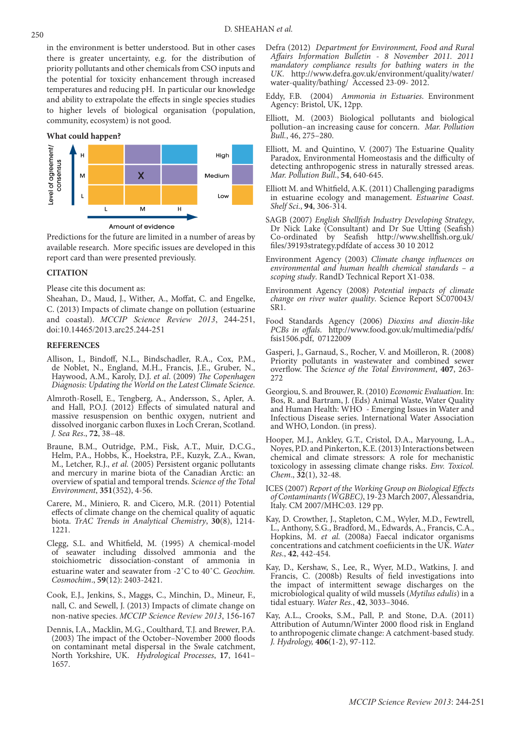in the environment is better understood. But in other cases there is greater uncertainty, e.g. for the distribution of priority pollutants and other chemicals from CSO inputs and the potential for toxicity enhancement through increased temperatures and reducing pH. In particular our knowledge and ability to extrapolate the effects in single species studies to higher levels of biological organisation (population, community, ecosystem) is not good.

**What could happen?**

Level of agreement/ consensus

H

M

L

X

L M H

Amount of evidence

High

Medium

Low

Predictions for the future are limited in a number of areas by available research. More specific issues are developed in this report card than were presented previously.

## CITATION

Please cite this document as:

Sheahan, D., Maud, J., Wither, A., Moffat, C. and Engelke, C. (2013) Impacts of climate change on pollution (estuarine and coastal). *MCCIP Science Review 2013*, 244-251, doi:10.14465/2013.arc25.244-251

## REFERENCES

Allison, I., Bindoff, N.L., Bindschadler, R.A., Cox, P.M., de Noblet, N., England, M.H., Francis, J.E., Gruber, N., Haywood, A.M., Karoly, D.J. *et al*. (2009) *The Copenhagen Diagnosis: Updating the World on the Latest Climate Science.*

Almroth-Rosell, E., Tengberg, A., Andersson, S., Apler, A. and Hall, P.O.J. (2012) Effects of simulated natural and massive resuspension on benthic oxygen, nutrient and dissolved inorganic carbon fluxes in Loch Creran, Scotland. *J. Sea Res.*, **72**, 38–48.

Braune, B.M., Outridge, P.M., Fisk, A.T., Muir, D.C.G., Helm, P.A., Hobbs, K., Hoekstra, P.F., Kuzyk, Z.A., Kwan, M., Letcher, R.J., *et al.* (2005) Persistent organic pollutants and mercury in marine biota of the Canadian Arctic: an overview of spatial and temporal trends. *Science of the Total Environment*, **351**(352), 4-56.

Carere, M., Miniero, R. and Cicero, M.R. (2011) Potential effects of climate change on the chemical quality of aquatic biota. *TrAC Trends in Analytical Chemistry*, **30**(8), 1214-1221.

Clegg, S.L. and Whitfield, M. (1995) A chemical-model of seawater including dissolved ammonia and the stoichiometric dissociation-constant of ammonia in estuarine water and seawater from -2˚C to 40˚C. *Geochim. Cosmochim*., **59**(12): 2403-2421.

Cook, E.J., Jenkins, S., Maggs, C., Minchin, D., Mineur, F., nall, C. and Sewell, J. (2013) Impacts of climate change on non-native species. *MCCIP Science Review 2013*, 156-167

Dennis, I.A., Macklin, M.G., Coulthard, T.J. and Brewer, P.A. (2003) The impact of the October–November 2000 floods on contaminant metal dispersal in the Swale catchment, North Yorkshire, UK. *Hydrological Processes*, **17**, 1641–1657.

Defra (2012) *Department for Environment, Food and Rural Affairs Information Bulletin - 8 November 2011. 2011 mandatory compliance results for bathing waters in the UK*. http://www.defra.gov.uk/environment/quality/water/water-quality/bathing/ Accessed 23-09- 2012.

Eddy, F.B. (2004) *Ammonia in Estuaries*. Environment Agency: Bristol, UK, 12pp.

Elliott, M. (2003) Biological pollutants and biological pollution–an increasing cause for concern. *Mar. Pollution Bull.*, 46, 275–280.

Elliott, M. and Quintino, V. (2007) The Estuarine Quality Paradox, Environmental Homeostasis and the difficulty of detecting anthropogenic stress in naturally stressed areas. *Mar. Pollution Bull.*, **54**, 640-645.

Elliott M. and Whitfield, A.K. (2011) Challenging paradigms in estuarine ecology and management. *Estuarine Coast. Shelf Sci*., **94**, 306-314.

SAGB (2007) *English Shellfish Industry Developing Strategy*, Dr Nick Lake (Consultant) and Dr Sue Utting (Seafish) Co-ordinated by Seafish http://www.shellfish.org.uk/files/39193strategy.pdfdate of access 30 10 2012

Environment Agency (2003) *Climate change influences on environmental and human health chemical standards – a scoping study*. RandD Technical Report X1-038.

Environment Agency (2008) *Potential impacts of climate change on river water quality*. Science Report SC070043/SR1.

Food Standards Agency (2006) *Dioxins and dioxin-like PCBs in offals*. http://www.food.gov.uk/multimedia/pdfs/fsis1506.pdf, 07122009

Gasperi, J., Garnaud, S., Rocher, V. and Moilleron, R. (2008) Priority pollutants in wastewater and combined sewer overflow. The *Science of the Total Environment*, **407**, 263-272

Georgiou, S. and Brouwer, R. (2010) *Economic Evaluation*. In: Bos, R. and Bartram, J. (Eds) Animal Waste, Water Quality and Human Health: WHO - Emerging Issues in Water and Infectious Disease series. International Water Association and WHO, London. (in press).

Hooper, M.J., Ankley, G.T., Cristol, D.A., Maryoung, L.A., Noyes, P.D. and Pinkerton, K.E. (2013) Interactions between chemical and climate stressors: A role for mechanistic toxicology in assessing climate change risks. *Env. Toxicol. Chem*., **32**(1), 32-48.

ICES (2007) *Report of the Working Group on Biological Effects of Contaminants (WGBEC)*, 19-23 March 2007, Alessandria, Italy. CM 2007/MHC:03. 129 pp.

Kay, D. Crowther, J., Stapleton, C.M., Wyler, M.D., Fewtrell, L., Anthony, S.G., Bradford, M., Edwards, A., Francis, C.A., Hopkins, M. *et al.* (2008a) Faecal indicator organisms concentrations and catchment coefiicients in the UK. *Water Res*., **42**, 442-454.

Kay, D., Kershaw, S., Lee, R., Wyer, M.D., Watkins, J. and Francis, C. (2008b) Results of field investigations into the impact of intermittent sewage discharges on the microbiological quality of wild mussels (*Mytilus edulis*) in a tidal estuary. *Water Res.*, **42**, 3033–3046.

Kay, A.L., Crooks, S.M., Pall, P. and Stone, D.A. (2011) Attribution of Autumn/Winter 2000 flood risk in England to anthropogenic climate change: A catchment-based study. *J. Hydrology,* **406**(1-2), 97-112.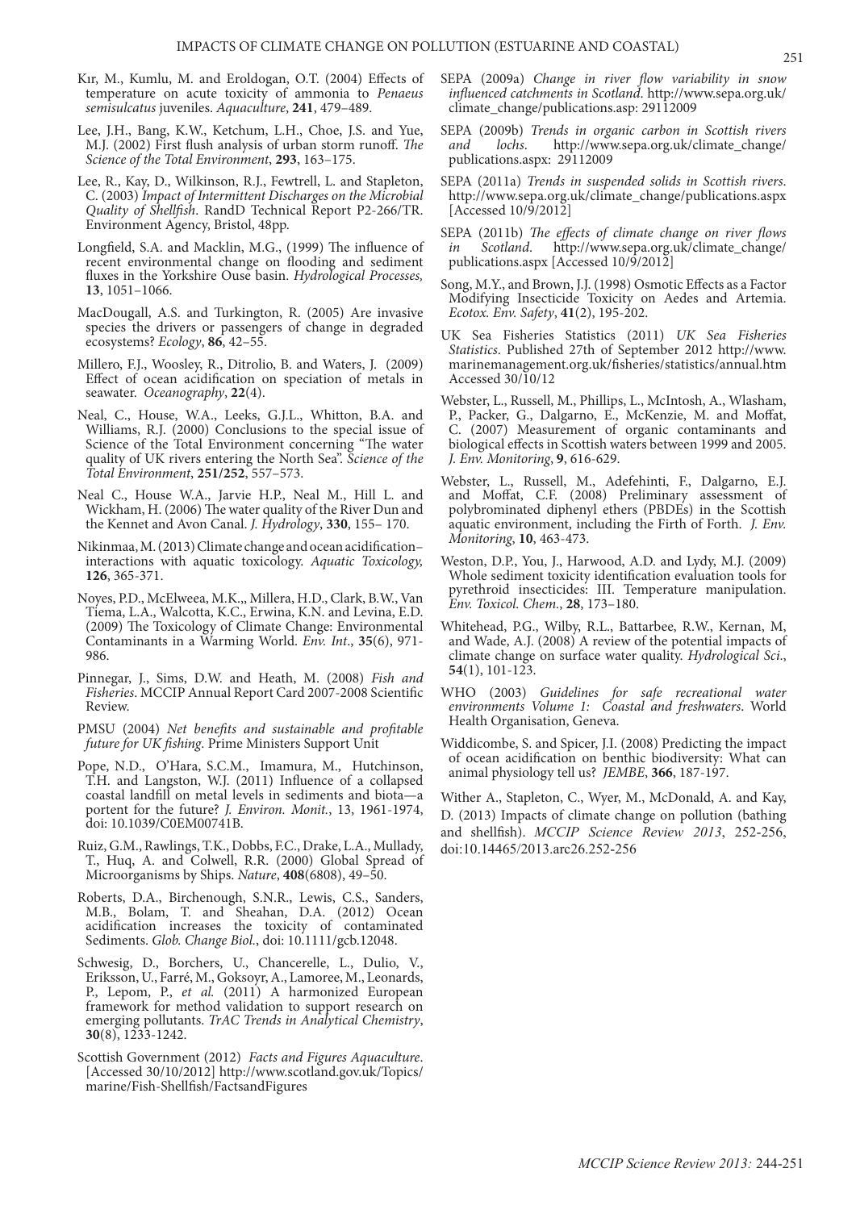Kır, M., Kumlu, M. and Eroldogan, O.T. (2004) Effects of temperature on acute toxicity of ammonia to *Penaeus semisulcatus* juveniles. *Aquaculture*, **241**, 479–489.

Lee, J.H., Bang, K.W., Ketchum, L.H., Choe, J.S. and Yue, M.J. (2002) First flush analysis of urban storm runoff. *The Science of the Total Environment*, **293**, 163–175.

Lee, R., Kay, D., Wilkinson, R.J., Fewtrell, L. and Stapleton, C. (2003) *Impact of Intermittent Discharges on the Microbial Quality of Shellfish*. RandD Technical Report P2-266/TR. Environment Agency, Bristol, 48pp.

Longfield, S.A. and Macklin, M.G., (1999) The influence of recent environmental change on flooding and sediment fluxes in the Yorkshire Ouse basin. *Hydrological Processes,* **13**, 1051–1066.

MacDougall, A.S. and Turkington, R. (2005) Are invasive species the drivers or passengers of change in degraded ecosystems? *Ecology*, **86**, 42–55.

Millero, F.J., Woosley, R., Ditrolio, B. and Waters, J. (2009) Effect of ocean acidification on speciation of metals in seawater. *Oceanography*, **22**(4).

Neal, C., House, W.A., Leeks, G.J.L., Whitton, B.A. and Williams, R.J. (2000) Conclusions to the special issue of Science of the Total Environment concerning "The water quality of UK rivers entering the North Sea". *Science of the Total Environment*, **251/252**, 557–573.

Neal C., House W.A., Jarvie H.P., Neal M., Hill L. and Wickham, H. (2006) The water quality of the River Dun and the Kennet and Avon Canal. *J. Hydrology*, **330**, 155– 170.

Nikinmaa, M. (2013) Climate change and ocean acidification–interactions with aquatic toxicology. *Aquatic Toxicology,* **126**, 365-371.

Noyes, P.D., McElweea, M.K.,, Millera, H.D., Clark, B.W., Van Tiema, L.A., Walcotta, K.C., Erwina, K.N. and Levina, E.D. (2009) The Toxicology of Climate Change: Environmental Contaminants in a Warming World. *Env. Int*., **35**(6), 971-986.

Pinnegar, J., Sims, D.W. and Heath, M. (2008) *Fish and Fisheries*. MCCIP Annual Report Card 2007-2008 Scientific Review.

PMSU (2004) *Net benefits and sustainable and profitable future for UK fishing*. Prime Ministers Support Unit

Pope, N.D., O'Hara, S.C.M., Imamura, M., Hutchinson, T.H. and Langston, W.J. (2011) Influence of a collapsed coastal landfill on metal levels in sediments and biota—a portent for the future? *J. Environ. Monit.*, 13, 1961-1974, doi: 10.1039/C0EM00741B.

Ruiz, G.M., Rawlings, T.K., Dobbs, F.C., Drake, L.A., Mullady, T., Huq, A. and Colwell, R.R. (2000) Global Spread of Microorganisms by Ships. *Nature*, **408**(6808), 49–50.

Roberts, D.A., Birchenough, S.N.R., Lewis, C.S., Sanders, M.B., Bolam, T. and Sheahan, D.A. (2012) Ocean acidification increases the toxicity of contaminated Sediments. *Glob. Change Biol.*, doi: 10.1111/gcb.12048.

Schwesig, D., Borchers, U., Chancerelle, L., Dulio, V., Eriksson, U., Farré, M., Goksoyr, A., Lamoree, M., Leonards, P., Lepom, P., *et al.* (2011) A harmonized European framework for method validation to support research on emerging pollutants. *TrAC Trends in Analytical Chemistry*, **30**(8), 1233-1242.

Scottish Government (2012) *Facts and Figures Aquaculture*. [Accessed 30/10/2012] http://www.scotland.gov.uk/Topics/marine/Fish-Shellfish/FactsandFigures

SEPA (2009a) *Change in river flow variability in snow influenced catchments in Scotland*. http://www.sepa.org.uk/climate_change/publications.asp: 29112009

SEPA (2009b) *Trends in organic carbon in Scottish rivers and lochs*. http://www.sepa.org.uk/climate_change/publications.aspx: 29112009

SEPA (2011a) *Trends in suspended solids in Scottish rivers*. http://www.sepa.org.uk/climate_change/publications.aspx [Accessed 10/9/2012]

SEPA (2011b) *The effects of climate change on river flows in Scotland*. http://www.sepa.org.uk/climate_change/publications.aspx [Accessed 10/9/2012]

Song, M.Y., and Brown, J.J. (1998) Osmotic Effects as a Factor Modifying Insecticide Toxicity on Aedes and Artemia. *Ecotox. Env. Safety*, **41**(2), 195-202.

UK Sea Fisheries Statistics (2011) *UK Sea Fisheries Statistics*. Published 27th of September 2012 http://www.marinemanagement.org.uk/fisheries/statistics/annual.htm Accessed 30/10/12

Webster, L., Russell, M., Phillips, L., McIntosh, A., Wlasham, P., Packer, G., Dalgarno, E., McKenzie, M. and Moffat, C. (2007) Measurement of organic contaminants and biological effects in Scottish waters between 1999 and 2005. *J. Env. Monitoring*, **9**, 616-629.

Webster, L., Russell, M., Adefehinti, F., Dalgarno, E.J. and Moffat, C.F. (2008) Preliminary assessment of polybrominated diphenyl ethers (PBDEs) in the Scottish aquatic environment, including the Firth of Forth. *J. Env. Monitoring*, **10**, 463-473.

Weston, D.P., You, J., Harwood, A.D. and Lydy, M.J. (2009) Whole sediment toxicity identification evaluation tools for pyrethroid insecticides: III. Temperature manipulation. *Env. Toxicol. Chem.*, **28**, 173–180.

Whitehead, P.G., Wilby, R.L., Battarbee, R.W., Kernan, M, and Wade, A.J. (2008) A review of the potential impacts of climate change on surface water quality. *Hydrological Sci*., **54**(1), 101-123.

WHO (2003) *Guidelines for safe recreational water environments Volume 1: Coastal and freshwaters*. World Health Organisation, Geneva.

Widdicombe, S. and Spicer, J.I. (2008) Predicting the impact of ocean acidification on benthic biodiversity: What can animal physiology tell us? *JEMBE*, **366**, 187-197.

Wither A., Stapleton, C., Wyer, M., McDonald, A. and Kay, D. (2013) Impacts of climate change on pollution (bathing and shellfish). *MCCIP Science Review 2013*, 252-256, doi:10.14465/2013.arc26.252-256